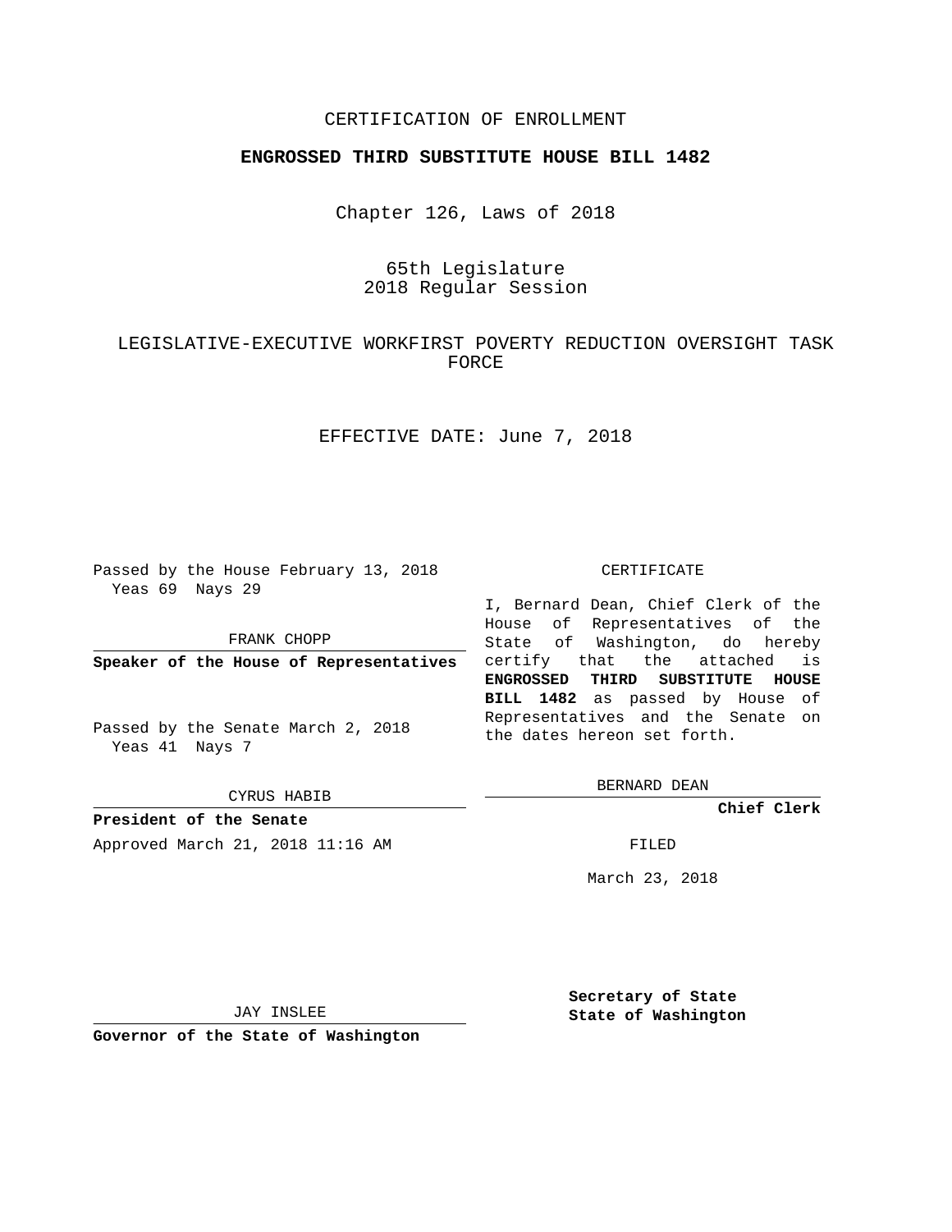CERTIFICATION OF ENROLLMENT

**ENGROSSED THIRD SUBSTITUTE HOUSE BILL 1482**

Chapter 126, Laws of 2018

65th Legislature
2018 Regular Session

LEGISLATIVE-EXECUTIVE WORKFIRST POVERTY REDUCTION OVERSIGHT TASK FORCE

EFFECTIVE DATE: June 7, 2018

Passed by the House February 13, 2018
Yeas 69 Nays 29

FRANK CHOPP

**Speaker of the House of Representatives**

Passed by the Senate March 2, 2018
Yeas 41 Nays 7

CYRUS HABIB

**President of the Senate**

Approved March 21, 2018 11:16 AM

JAY INSLEE

**Governor of the State of Washington**

CERTIFICATE

I, Bernard Dean, Chief Clerk of the House of Representatives of the State of Washington, do hereby certify that the attached is **ENGROSSED THIRD SUBSTITUTE HOUSE BILL 1482** as passed by House of Representatives and the Senate on the dates hereon set forth.

BERNARD DEAN

**Chief Clerk**

FILED

March 23, 2018

**Secretary of State**
**State of Washington**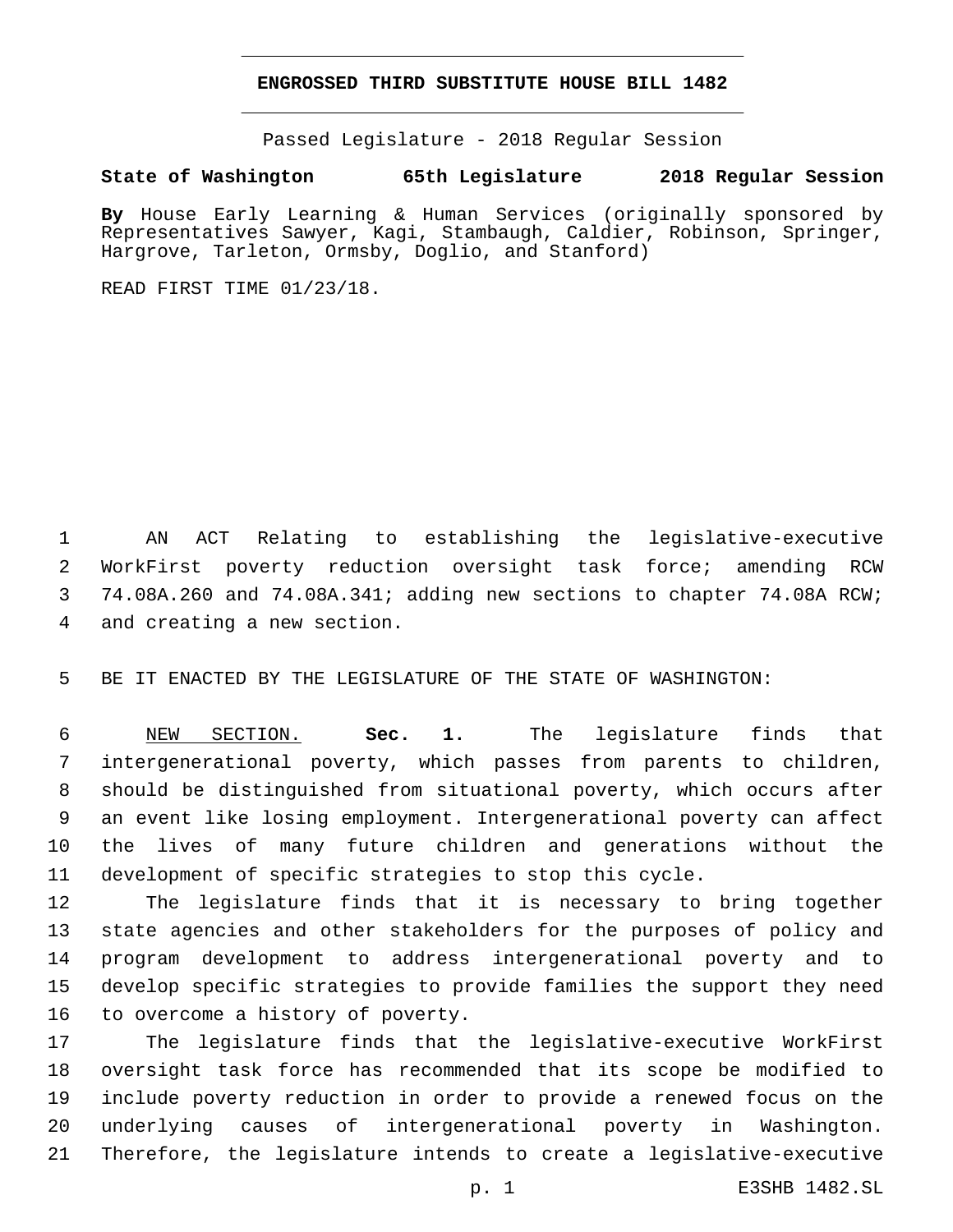# ENGROSSED THIRD SUBSTITUTE HOUSE BILL 1482

Passed Legislature - 2018 Regular Session

**State of Washington 65th Legislature 2018 Regular Session**

**By** House Early Learning & Human Services (originally sponsored by Representatives Sawyer, Kagi, Stambaugh, Caldier, Robinson, Springer, Hargrove, Tarleton, Ormsby, Doglio, and Stanford)

READ FIRST TIME 01/23/18.

AN ACT Relating to establishing the legislative-executive WorkFirst poverty reduction oversight task force; amending RCW 74.08A.260 and 74.08A.341; adding new sections to chapter 74.08A RCW; and creating a new section.

BE IT ENACTED BY THE LEGISLATURE OF THE STATE OF WASHINGTON:

NEW SECTION. **Sec. 1.** The legislature finds that intergenerational poverty, which passes from parents to children, should be distinguished from situational poverty, which occurs after an event like losing employment. Intergenerational poverty can affect the lives of many future children and generations without the development of specific strategies to stop this cycle.

The legislature finds that it is necessary to bring together state agencies and other stakeholders for the purposes of policy and program development to address intergenerational poverty and to develop specific strategies to provide families the support they need to overcome a history of poverty.

The legislature finds that the legislative-executive WorkFirst oversight task force has recommended that its scope be modified to include poverty reduction in order to provide a renewed focus on the underlying causes of intergenerational poverty in Washington. Therefore, the legislature intends to create a legislative-executive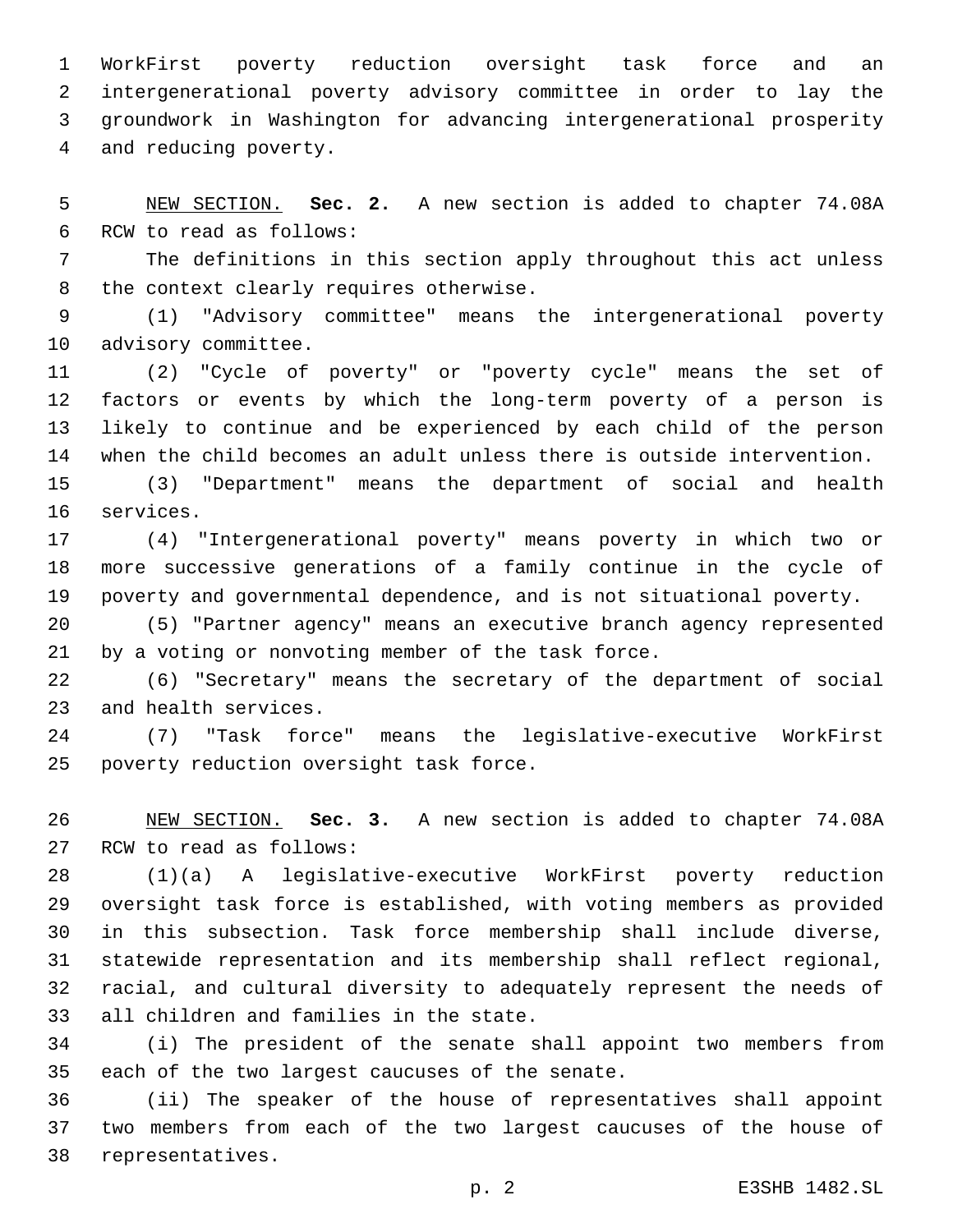WorkFirst poverty reduction oversight task force and an intergenerational poverty advisory committee in order to lay the groundwork in Washington for advancing intergenerational prosperity and reducing poverty.

NEW SECTION. **Sec. 2.** A new section is added to chapter 74.08A RCW to read as follows:

The definitions in this section apply throughout this act unless the context clearly requires otherwise.

(1) "Advisory committee" means the intergenerational poverty advisory committee.

(2) "Cycle of poverty" or "poverty cycle" means the set of factors or events by which the long-term poverty of a person is likely to continue and be experienced by each child of the person when the child becomes an adult unless there is outside intervention.

(3) "Department" means the department of social and health services.

(4) "Intergenerational poverty" means poverty in which two or more successive generations of a family continue in the cycle of poverty and governmental dependence, and is not situational poverty.

(5) "Partner agency" means an executive branch agency represented by a voting or nonvoting member of the task force.

(6) "Secretary" means the secretary of the department of social and health services.

(7) "Task force" means the legislative-executive WorkFirst poverty reduction oversight task force.

NEW SECTION. **Sec. 3.** A new section is added to chapter 74.08A RCW to read as follows:

(1)(a) A legislative-executive WorkFirst poverty reduction oversight task force is established, with voting members as provided in this subsection. Task force membership shall include diverse, statewide representation and its membership shall reflect regional, racial, and cultural diversity to adequately represent the needs of all children and families in the state.

(i) The president of the senate shall appoint two members from each of the two largest caucuses of the senate.

(ii) The speaker of the house of representatives shall appoint two members from each of the two largest caucuses of the house of representatives.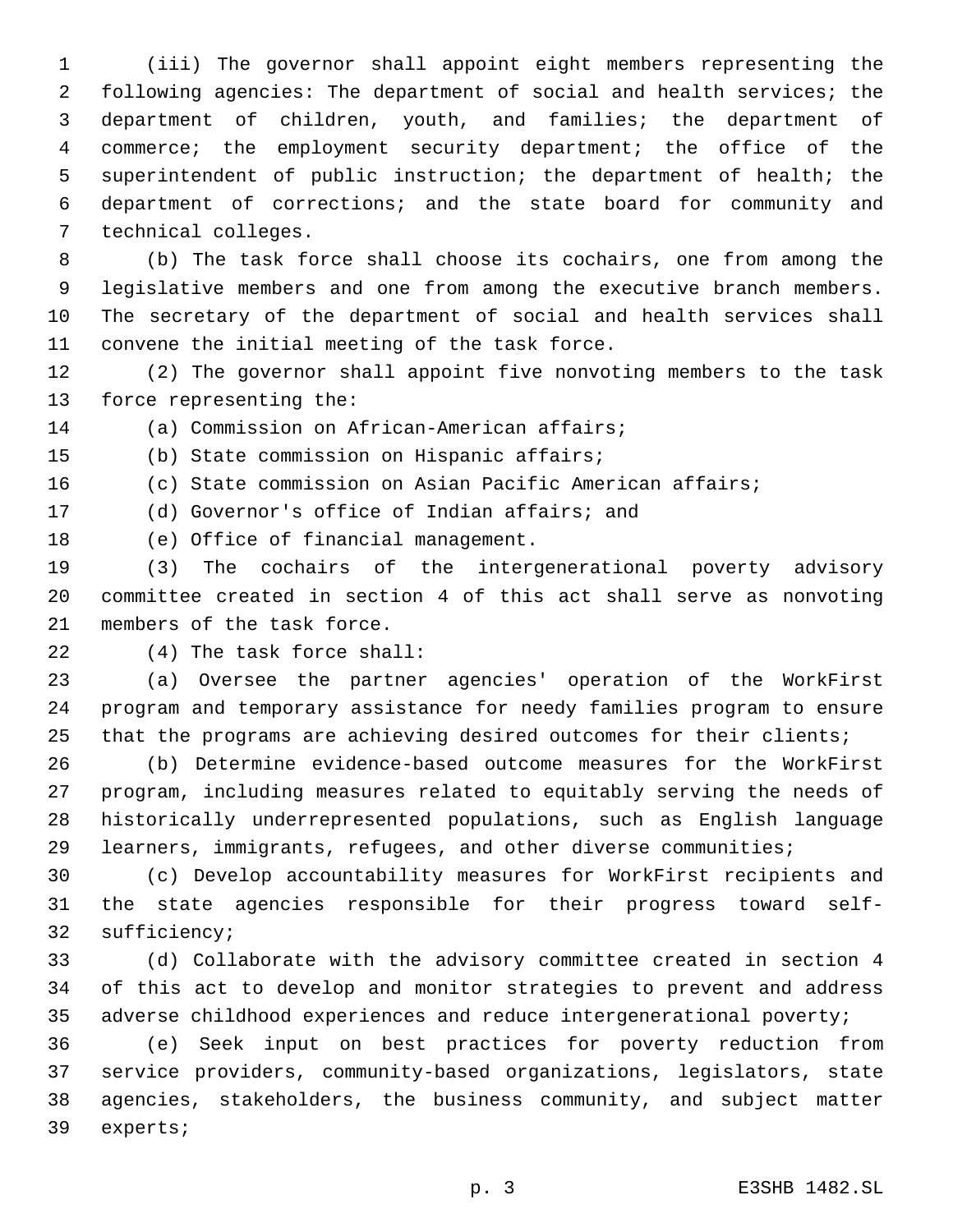(iii) The governor shall appoint eight members representing the following agencies: The department of social and health services; the department of children, youth, and families; the department of commerce; the employment security department; the office of the superintendent of public instruction; the department of health; the department of corrections; and the state board for community and technical colleges.

(b) The task force shall choose its cochairs, one from among the legislative members and one from among the executive branch members. The secretary of the department of social and health services shall convene the initial meeting of the task force.

(2) The governor shall appoint five nonvoting members to the task force representing the:

(a) Commission on African-American affairs;

(b) State commission on Hispanic affairs;

(c) State commission on Asian Pacific American affairs;

(d) Governor's office of Indian affairs; and

(e) Office of financial management.

(3) The cochairs of the intergenerational poverty advisory committee created in section 4 of this act shall serve as nonvoting members of the task force.

(4) The task force shall:

(a) Oversee the partner agencies' operation of the WorkFirst program and temporary assistance for needy families program to ensure that the programs are achieving desired outcomes for their clients;

(b) Determine evidence-based outcome measures for the WorkFirst program, including measures related to equitably serving the needs of historically underrepresented populations, such as English language learners, immigrants, refugees, and other diverse communities;

(c) Develop accountability measures for WorkFirst recipients and the state agencies responsible for their progress toward self-sufficiency;

(d) Collaborate with the advisory committee created in section 4 of this act to develop and monitor strategies to prevent and address adverse childhood experiences and reduce intergenerational poverty;

(e) Seek input on best practices for poverty reduction from service providers, community-based organizations, legislators, state agencies, stakeholders, the business community, and subject matter experts;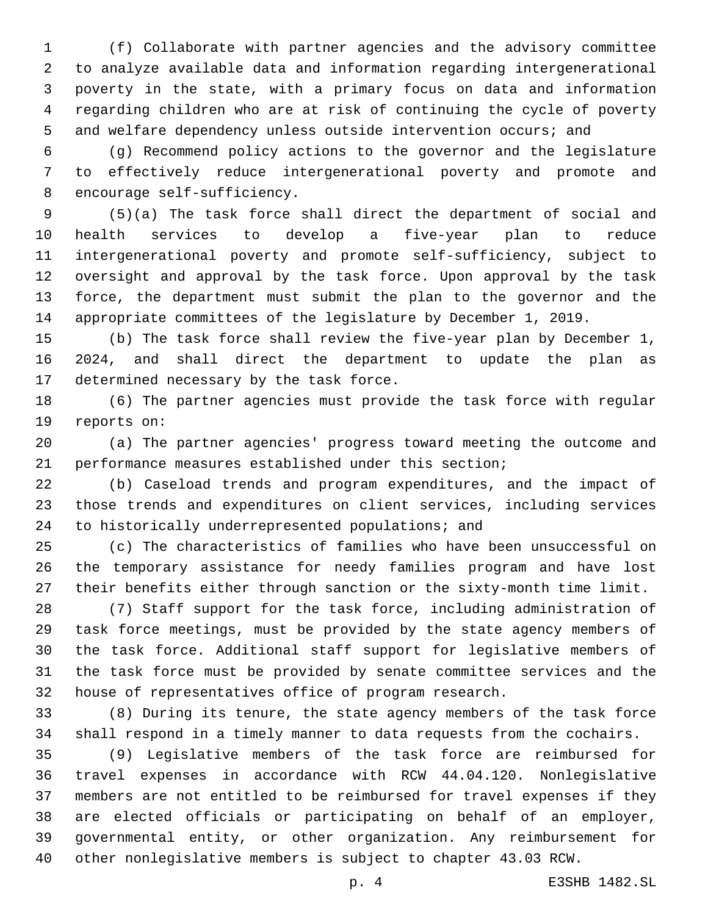(f) Collaborate with partner agencies and the advisory committee to analyze available data and information regarding intergenerational poverty in the state, with a primary focus on data and information regarding children who are at risk of continuing the cycle of poverty and welfare dependency unless outside intervention occurs; and

(g) Recommend policy actions to the governor and the legislature to effectively reduce intergenerational poverty and promote and encourage self-sufficiency.

(5)(a) The task force shall direct the department of social and health services to develop a five-year plan to reduce intergenerational poverty and promote self-sufficiency, subject to oversight and approval by the task force. Upon approval by the task force, the department must submit the plan to the governor and the appropriate committees of the legislature by December 1, 2019.

(b) The task force shall review the five-year plan by December 1, 2024, and shall direct the department to update the plan as determined necessary by the task force.

(6) The partner agencies must provide the task force with regular reports on:

(a) The partner agencies' progress toward meeting the outcome and performance measures established under this section;

(b) Caseload trends and program expenditures, and the impact of those trends and expenditures on client services, including services to historically underrepresented populations; and

(c) The characteristics of families who have been unsuccessful on the temporary assistance for needy families program and have lost their benefits either through sanction or the sixty-month time limit.

(7) Staff support for the task force, including administration of task force meetings, must be provided by the state agency members of the task force. Additional staff support for legislative members of the task force must be provided by senate committee services and the house of representatives office of program research.

(8) During its tenure, the state agency members of the task force shall respond in a timely manner to data requests from the cochairs.

(9) Legislative members of the task force are reimbursed for travel expenses in accordance with RCW 44.04.120. Nonlegislative members are not entitled to be reimbursed for travel expenses if they are elected officials or participating on behalf of an employer, governmental entity, or other organization. Any reimbursement for other nonlegislative members is subject to chapter 43.03 RCW.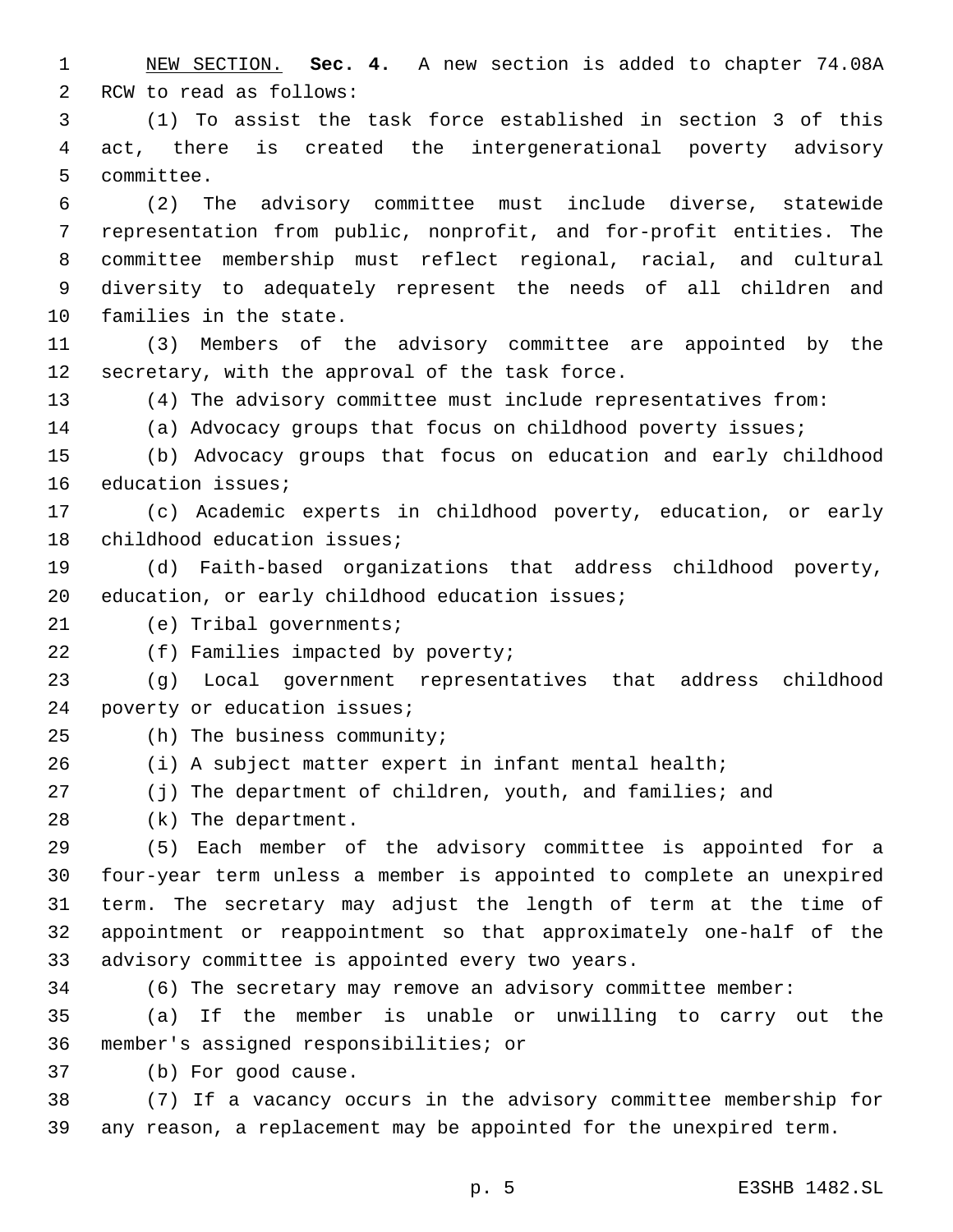NEW SECTION. **Sec. 4.** A new section is added to chapter 74.08A RCW to read as follows:

(1) To assist the task force established in section 3 of this act, there is created the intergenerational poverty advisory committee.

(2) The advisory committee must include diverse, statewide representation from public, nonprofit, and for-profit entities. The committee membership must reflect regional, racial, and cultural diversity to adequately represent the needs of all children and families in the state.

(3) Members of the advisory committee are appointed by the secretary, with the approval of the task force.

(4) The advisory committee must include representatives from:

(a) Advocacy groups that focus on childhood poverty issues;

(b) Advocacy groups that focus on education and early childhood education issues;

(c) Academic experts in childhood poverty, education, or early childhood education issues;

(d) Faith-based organizations that address childhood poverty, education, or early childhood education issues;

(e) Tribal governments;

(f) Families impacted by poverty;

(g) Local government representatives that address childhood poverty or education issues;

(h) The business community;

(i) A subject matter expert in infant mental health;

(j) The department of children, youth, and families; and

(k) The department.

(5) Each member of the advisory committee is appointed for a four-year term unless a member is appointed to complete an unexpired term. The secretary may adjust the length of term at the time of appointment or reappointment so that approximately one-half of the advisory committee is appointed every two years.

(6) The secretary may remove an advisory committee member:

(a) If the member is unable or unwilling to carry out the member's assigned responsibilities; or

(b) For good cause.

(7) If a vacancy occurs in the advisory committee membership for any reason, a replacement may be appointed for the unexpired term.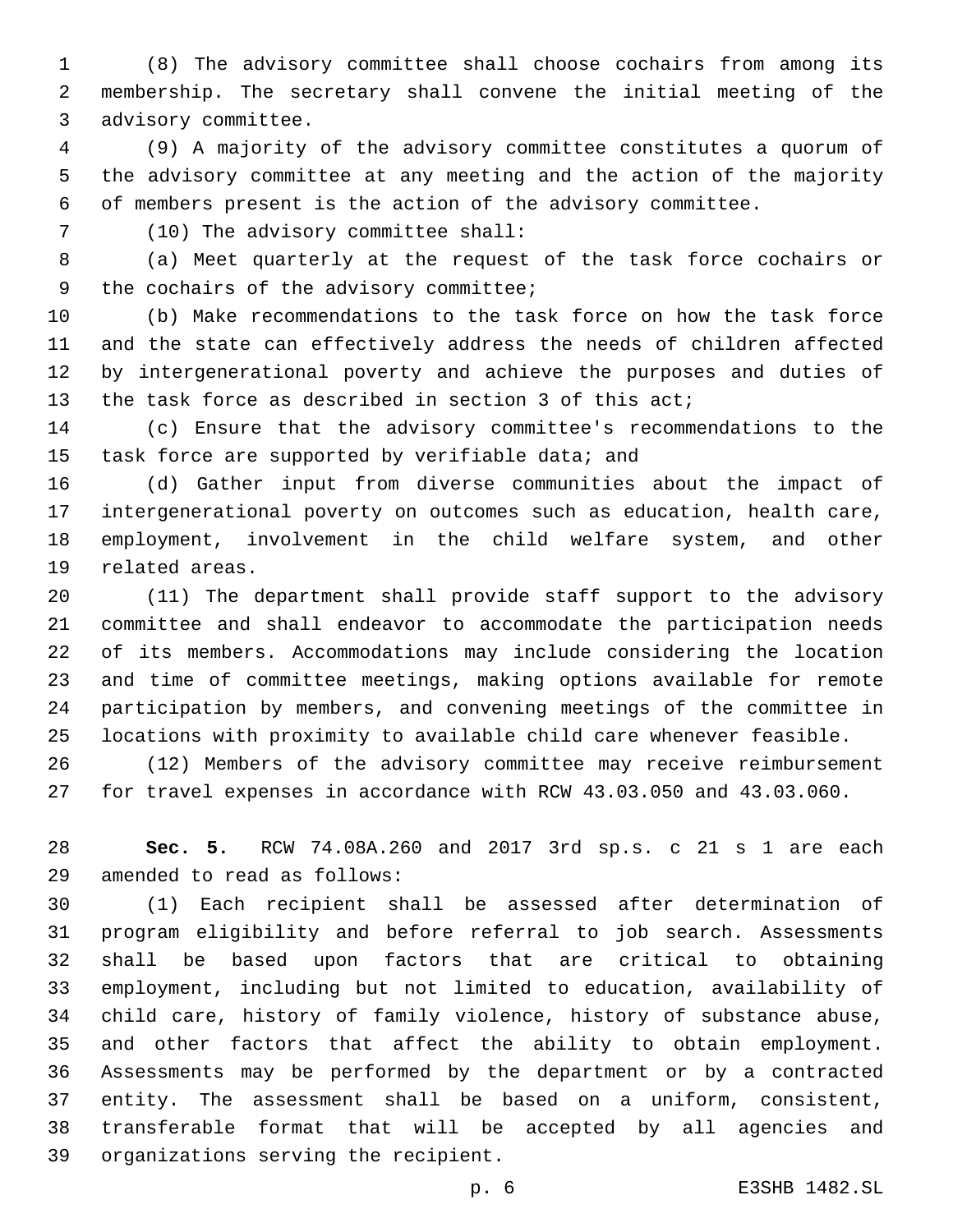(8) The advisory committee shall choose cochairs from among its membership. The secretary shall convene the initial meeting of the advisory committee.

(9) A majority of the advisory committee constitutes a quorum of the advisory committee at any meeting and the action of the majority of members present is the action of the advisory committee.

(10) The advisory committee shall:

(a) Meet quarterly at the request of the task force cochairs or the cochairs of the advisory committee;

(b) Make recommendations to the task force on how the task force and the state can effectively address the needs of children affected by intergenerational poverty and achieve the purposes and duties of the task force as described in section 3 of this act;

(c) Ensure that the advisory committee's recommendations to the task force are supported by verifiable data; and

(d) Gather input from diverse communities about the impact of intergenerational poverty on outcomes such as education, health care, employment, involvement in the child welfare system, and other related areas.

(11) The department shall provide staff support to the advisory committee and shall endeavor to accommodate the participation needs of its members. Accommodations may include considering the location and time of committee meetings, making options available for remote participation by members, and convening meetings of the committee in locations with proximity to available child care whenever feasible.

(12) Members of the advisory committee may receive reimbursement for travel expenses in accordance with RCW 43.03.050 and 43.03.060.

**Sec. 5.** RCW 74.08A.260 and 2017 3rd sp.s. c 21 s 1 are each amended to read as follows:

(1) Each recipient shall be assessed after determination of program eligibility and before referral to job search. Assessments shall be based upon factors that are critical to obtaining employment, including but not limited to education, availability of child care, history of family violence, history of substance abuse, and other factors that affect the ability to obtain employment. Assessments may be performed by the department or by a contracted entity. The assessment shall be based on a uniform, consistent, transferable format that will be accepted by all agencies and organizations serving the recipient.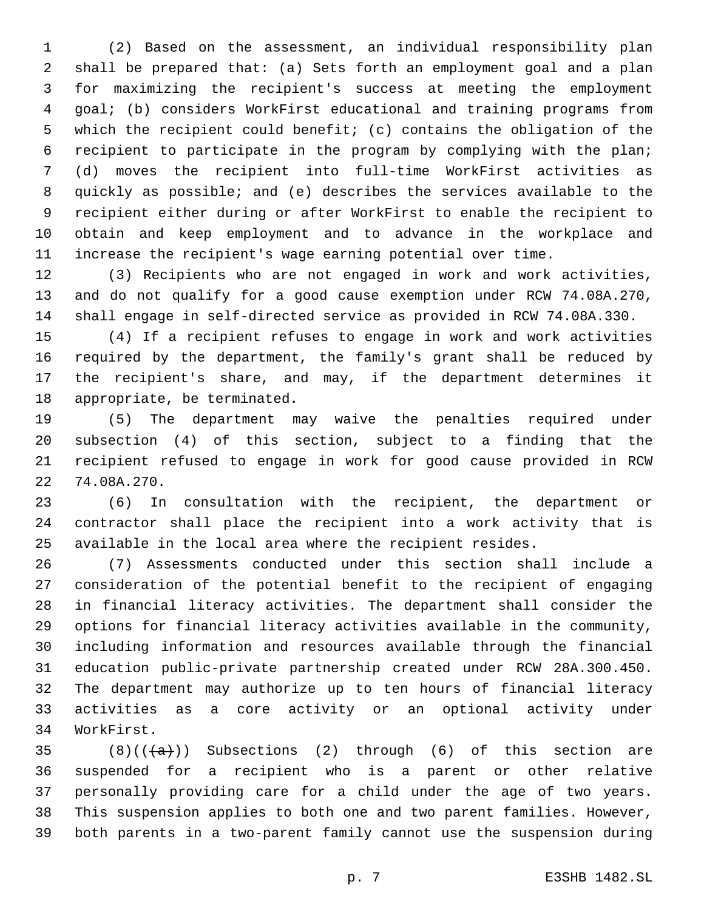(2) Based on the assessment, an individual responsibility plan shall be prepared that: (a) Sets forth an employment goal and a plan for maximizing the recipient's success at meeting the employment goal; (b) considers WorkFirst educational and training programs from which the recipient could benefit; (c) contains the obligation of the recipient to participate in the program by complying with the plan; (d) moves the recipient into full-time WorkFirst activities as quickly as possible; and (e) describes the services available to the recipient either during or after WorkFirst to enable the recipient to obtain and keep employment and to advance in the workplace and increase the recipient's wage earning potential over time.

(3) Recipients who are not engaged in work and work activities, and do not qualify for a good cause exemption under RCW 74.08A.270, shall engage in self-directed service as provided in RCW 74.08A.330.

(4) If a recipient refuses to engage in work and work activities required by the department, the family's grant shall be reduced by the recipient's share, and may, if the department determines it appropriate, be terminated.

(5) The department may waive the penalties required under subsection (4) of this section, subject to a finding that the recipient refused to engage in work for good cause provided in RCW 74.08A.270.

(6) In consultation with the recipient, the department or contractor shall place the recipient into a work activity that is available in the local area where the recipient resides.

(7) Assessments conducted under this section shall include a consideration of the potential benefit to the recipient of engaging in financial literacy activities. The department shall consider the options for financial literacy activities available in the community, including information and resources available through the financial education public-private partnership created under RCW 28A.300.450. The department may authorize up to ten hours of financial literacy activities as a core activity or an optional activity under WorkFirst.

(8)((~~(a)~~)) Subsections (2) through (6) of this section are suspended for a recipient who is a parent or other relative personally providing care for a child under the age of two years. This suspension applies to both one and two parent families. However, both parents in a two-parent family cannot use the suspension during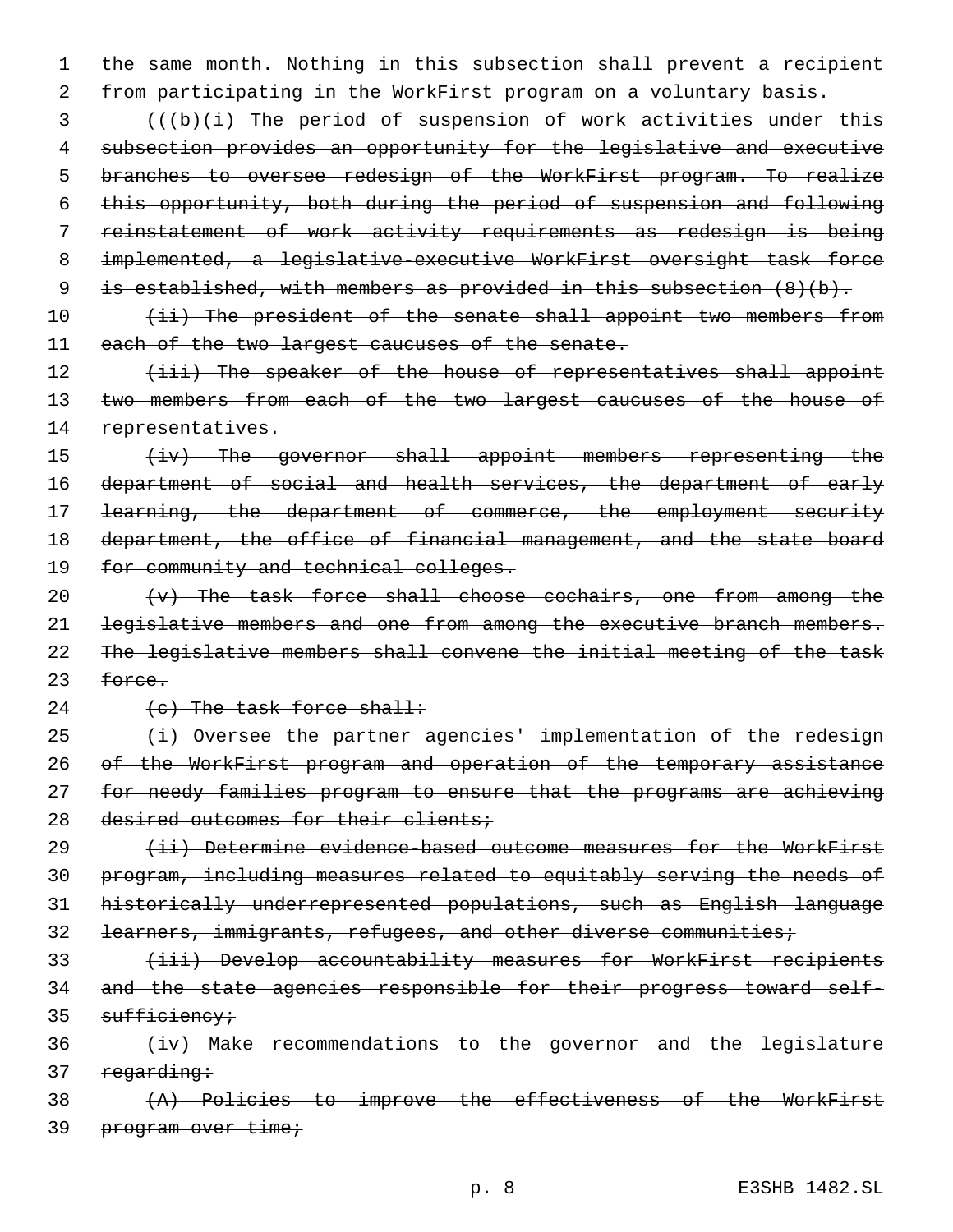the same month. Nothing in this subsection shall prevent a recipient from participating in the WorkFirst program on a voluntary basis.

~~((~~~~(b)(i) The period of suspension of work activities under this subsection provides an opportunity for the legislative and executive branches to oversee redesign of the WorkFirst program. To realize this opportunity, both during the period of suspension and following reinstatement of work activity requirements as redesign is being implemented, a legislative-executive WorkFirst oversight task force is established, with members as provided in this subsection (8)(b).~~

~~(ii) The president of the senate shall appoint two members from each of the two largest caucuses of the senate.~~

~~(iii) The speaker of the house of representatives shall appoint two members from each of the two largest caucuses of the house of representatives.~~

~~(iv) The governor shall appoint members representing the department of social and health services, the department of early learning, the department of commerce, the employment security department, the office of financial management, and the state board for community and technical colleges.~~

~~(v) The task force shall choose cochairs, one from among the legislative members and one from among the executive branch members. The legislative members shall convene the initial meeting of the task force.~~

~~(c) The task force shall:~~

~~(i) Oversee the partner agencies' implementation of the redesign of the WorkFirst program and operation of the temporary assistance for needy families program to ensure that the programs are achieving desired outcomes for their clients;~~

~~(ii) Determine evidence-based outcome measures for the WorkFirst program, including measures related to equitably serving the needs of historically underrepresented populations, such as English language learners, immigrants, refugees, and other diverse communities;~~

~~(iii) Develop accountability measures for WorkFirst recipients and the state agencies responsible for their progress toward self-sufficiency;~~

~~(iv) Make recommendations to the governor and the legislature regarding:~~

~~(A) Policies to improve the effectiveness of the WorkFirst program over time;~~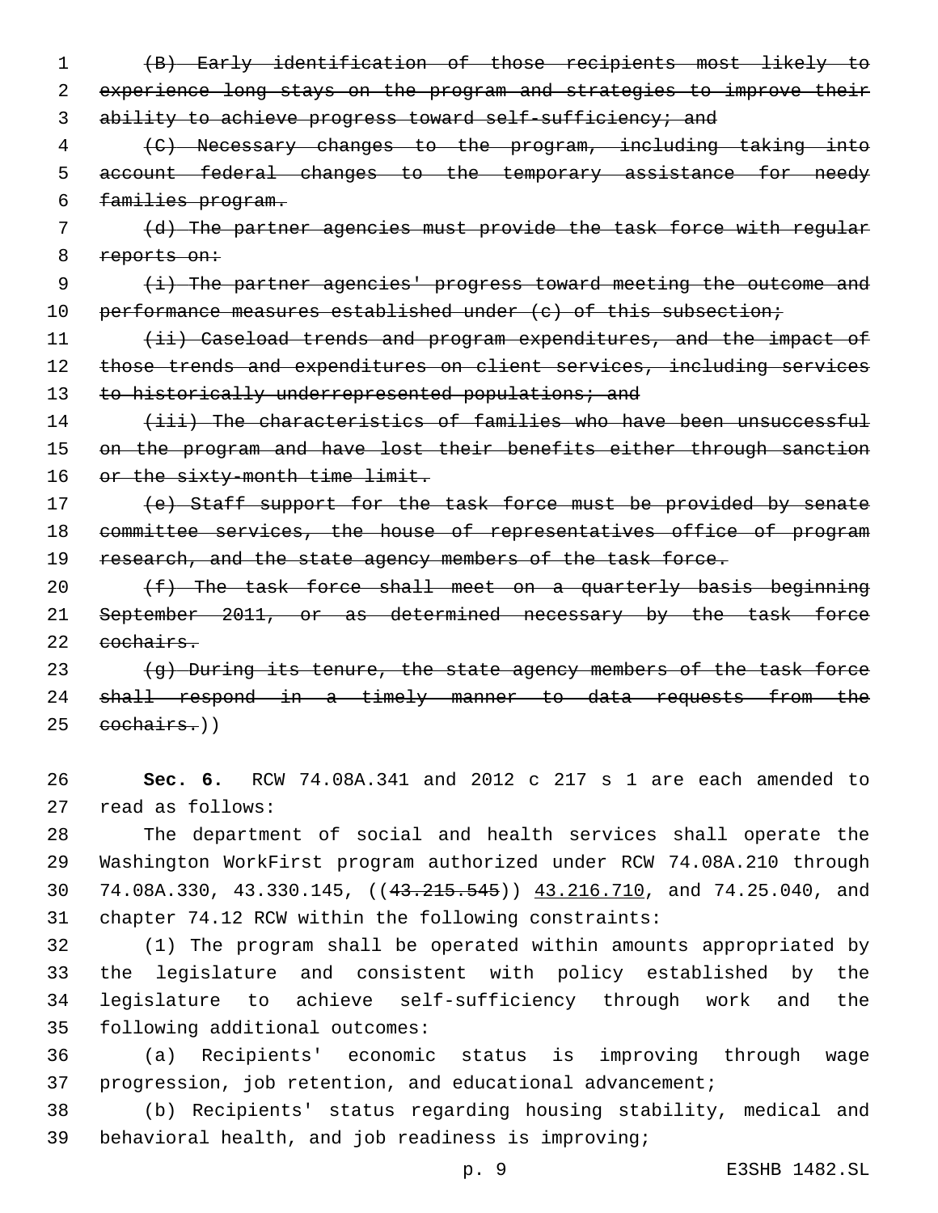~~(B) Early identification of those recipients most likely to experience long stays on the program and strategies to improve their ability to achieve progress toward self-sufficiency; and~~

~~(C) Necessary changes to the program, including taking into account federal changes to the temporary assistance for needy families program.~~

~~(d) The partner agencies must provide the task force with regular reports on:~~

~~(i) The partner agencies' progress toward meeting the outcome and performance measures established under (c) of this subsection;~~

~~(ii) Caseload trends and program expenditures, and the impact of those trends and expenditures on client services, including services to historically underrepresented populations; and~~

~~(iii) The characteristics of families who have been unsuccessful on the program and have lost their benefits either through sanction or the sixty-month time limit.~~

~~(e) Staff support for the task force must be provided by senate committee services, the house of representatives office of program research, and the state agency members of the task force.~~

~~(f) The task force shall meet on a quarterly basis beginning September 2011, or as determined necessary by the task force cochairs.~~

~~(g) During its tenure, the state agency members of the task force shall respond in a timely manner to data requests from the cochairs.~~))

**Sec. 6.** RCW 74.08A.341 and 2012 c 217 s 1 are each amended to read as follows:

The department of social and health services shall operate the Washington WorkFirst program authorized under RCW 74.08A.210 through 74.08A.330, 43.330.145, ((~~43.215.545~~)) <u>43.216.710</u>, and 74.25.040, and chapter 74.12 RCW within the following constraints:

(1) The program shall be operated within amounts appropriated by the legislature and consistent with policy established by the legislature to achieve self-sufficiency through work and the following additional outcomes:

(a) Recipients' economic status is improving through wage progression, job retention, and educational advancement;

(b) Recipients' status regarding housing stability, medical and behavioral health, and job readiness is improving;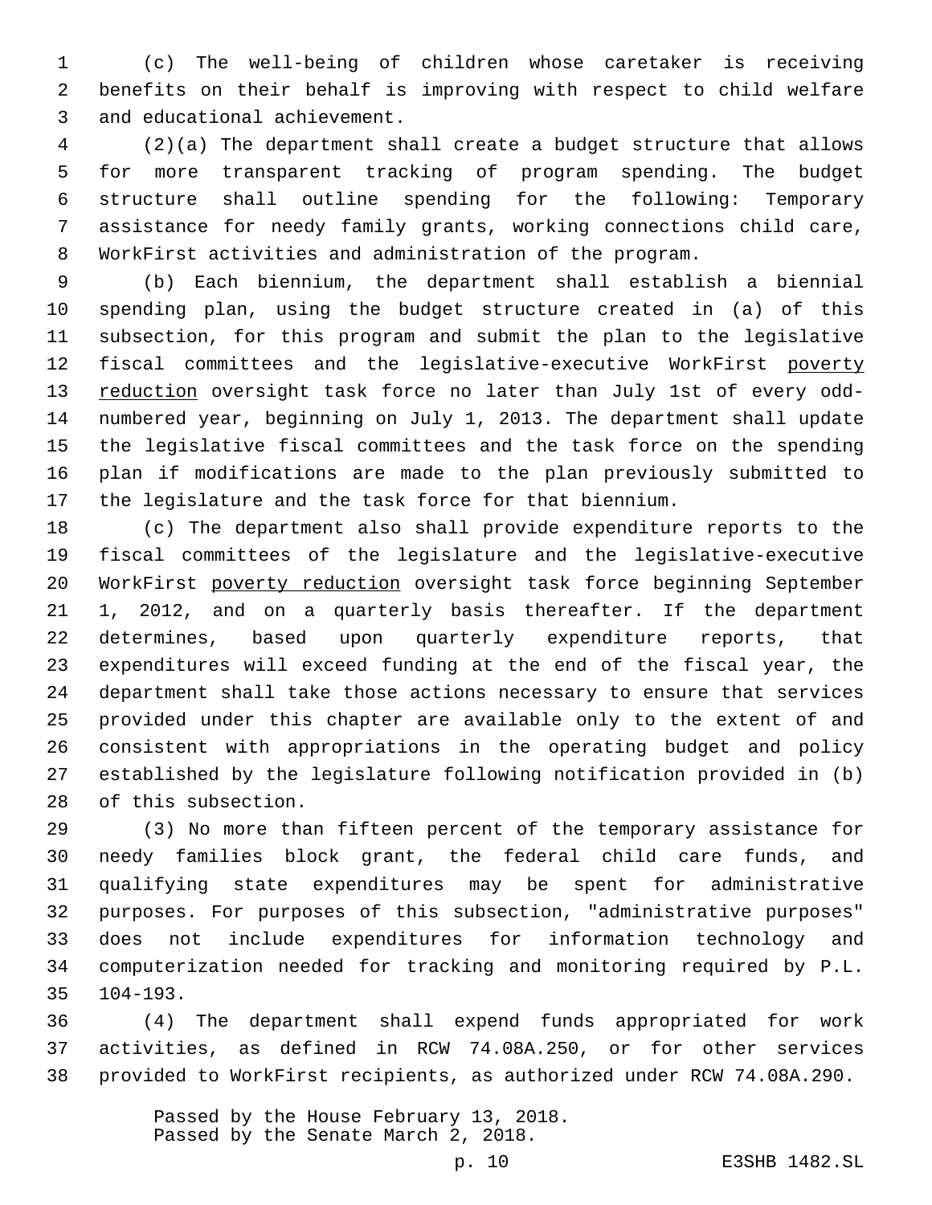(c) The well-being of children whose caretaker is receiving benefits on their behalf is improving with respect to child welfare and educational achievement.

(2)(a) The department shall create a budget structure that allows for more transparent tracking of program spending. The budget structure shall outline spending for the following: Temporary assistance for needy family grants, working connections child care, WorkFirst activities and administration of the program.

(b) Each biennium, the department shall establish a biennial spending plan, using the budget structure created in (a) of this subsection, for this program and submit the plan to the legislative fiscal committees and the legislative-executive WorkFirst <u>poverty reduction</u> oversight task force no later than July 1st of every odd-numbered year, beginning on July 1, 2013. The department shall update the legislative fiscal committees and the task force on the spending plan if modifications are made to the plan previously submitted to the legislature and the task force for that biennium.

(c) The department also shall provide expenditure reports to the fiscal committees of the legislature and the legislative-executive WorkFirst <u>poverty reduction</u> oversight task force beginning September 1, 2012, and on a quarterly basis thereafter. If the department determines, based upon quarterly expenditure reports, that expenditures will exceed funding at the end of the fiscal year, the department shall take those actions necessary to ensure that services provided under this chapter are available only to the extent of and consistent with appropriations in the operating budget and policy established by the legislature following notification provided in (b) of this subsection.

(3) No more than fifteen percent of the temporary assistance for needy families block grant, the federal child care funds, and qualifying state expenditures may be spent for administrative purposes. For purposes of this subsection, "administrative purposes" does not include expenditures for information technology and computerization needed for tracking and monitoring required by P.L. 104-193.

(4) The department shall expend funds appropriated for work activities, as defined in RCW 74.08A.250, or for other services provided to WorkFirst recipients, as authorized under RCW 74.08A.290.

Passed by the House February 13, 2018.
Passed by the Senate March 2, 2018.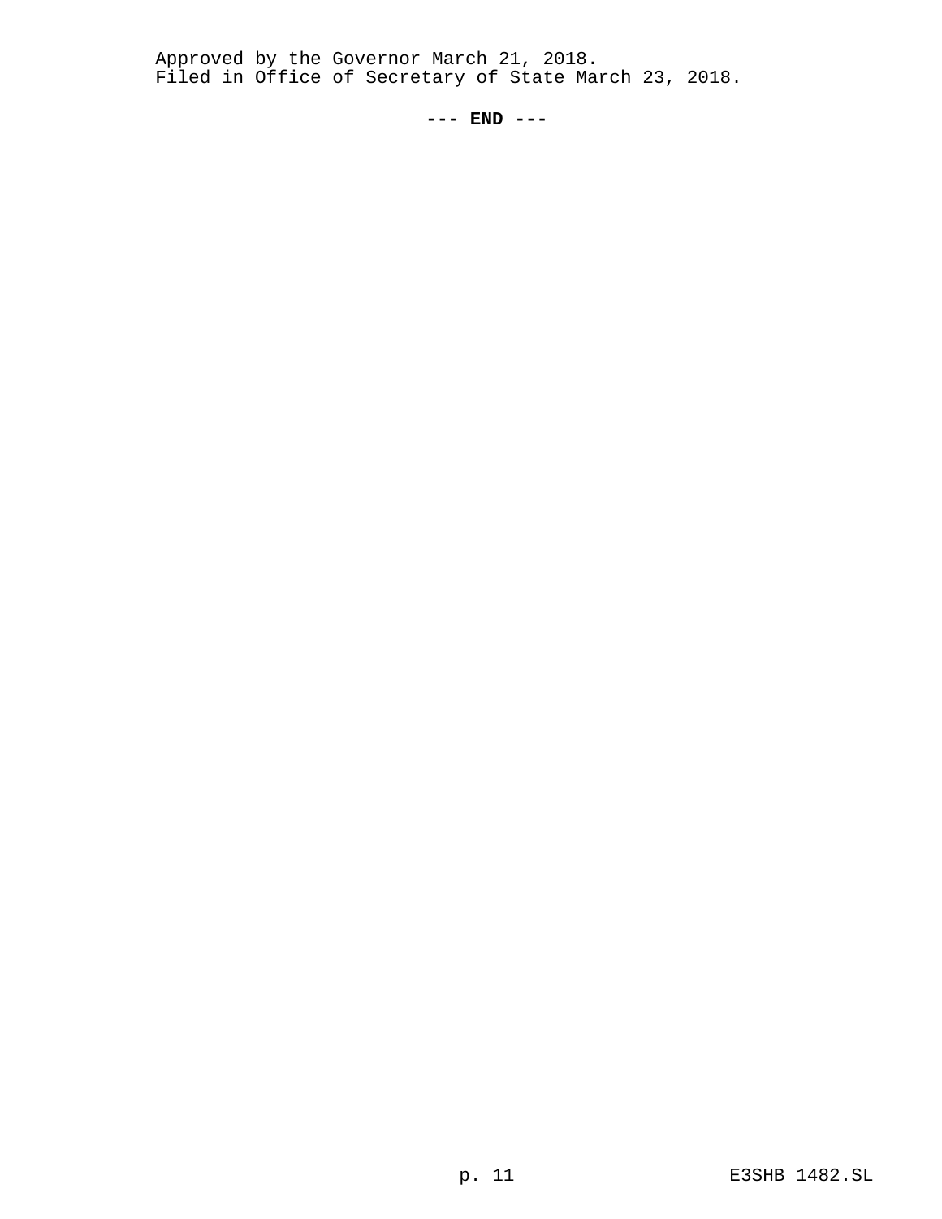Approved by the Governor March 21, 2018.
Filed in Office of Secretary of State March 23, 2018.

**--- END ---**